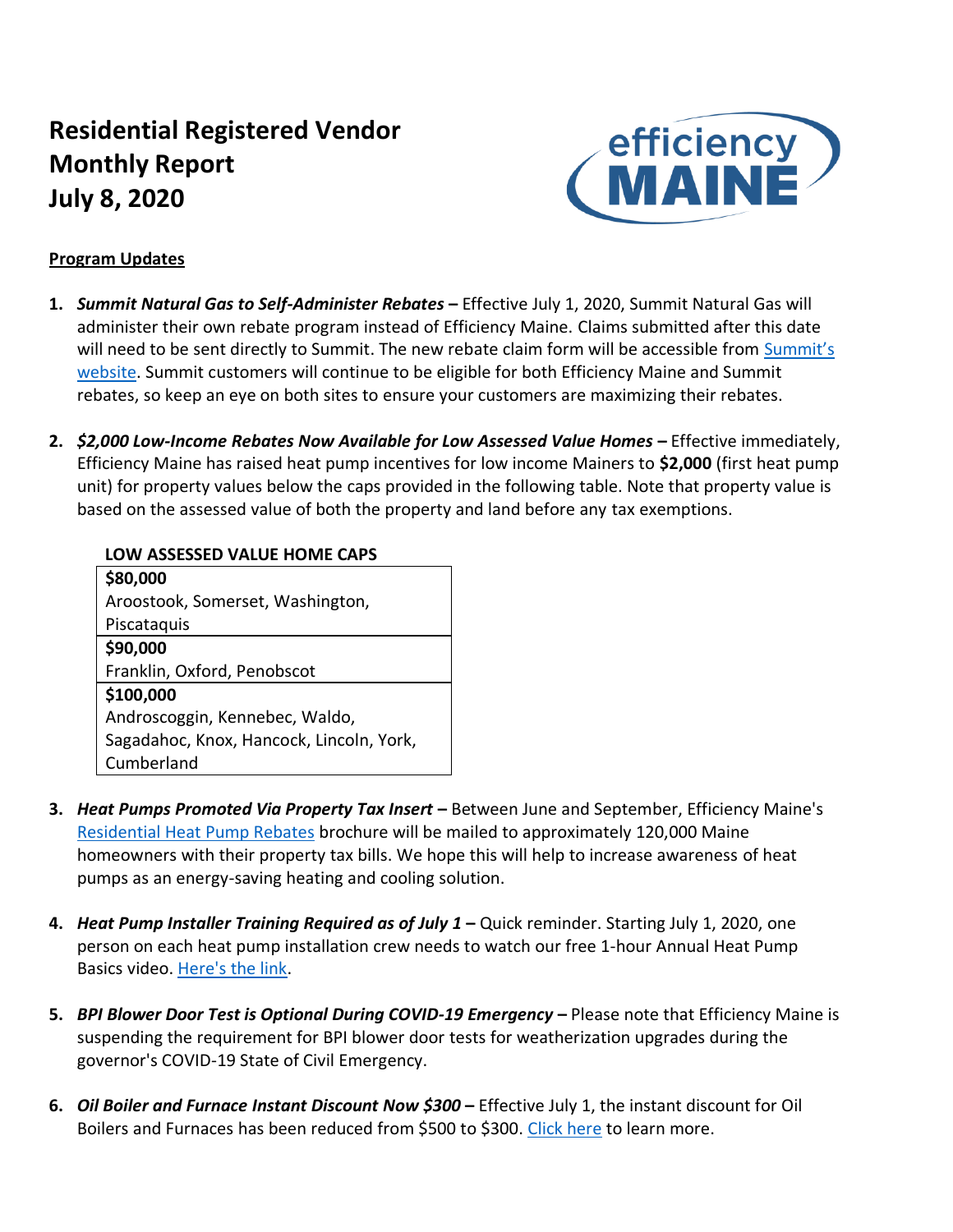# Residential Registered Vendor Monthly Report July 8, 2020

**Program Updates**

1. ***Summit Natural Gas to Self-Administer Rebates* –** Effective July 1, 2020, Summit Natural Gas will administer their own rebate program instead of Efficiency Maine. Claims submitted after this date will need to be sent directly to Summit. The new rebate claim form will be accessible from Summit's website. Summit customers will continue to be eligible for both Efficiency Maine and Summit rebates, so keep an eye on both sites to ensure your customers are maximizing their rebates.

2. ***$2,000 Low-Income Rebates Now Available for Low Assessed Value Homes* –** Effective immediately, Efficiency Maine has raised heat pump incentives for low income Mainers to **$2,000** (first heat pump unit) for property values below the caps provided in the following table. Note that property value is based on the assessed value of both the property and land before any tax exemptions.

   **LOW ASSESSED VALUE HOME CAPS**

   | **$80,000**<br>Aroostook, Somerset, Washington, Piscataquis |
   |---|
   | **$90,000**<br>Franklin, Oxford, Penobscot |
   | **$100,000**<br>Androscoggin, Kennebec, Waldo, Sagadahoc, Knox, Hancock, Lincoln, York, Cumberland |

3. ***Heat Pumps Promoted Via Property Tax Insert* –** Between June and September, Efficiency Maine's Residential Heat Pump Rebates brochure will be mailed to approximately 120,000 Maine homeowners with their property tax bills. We hope this will help to increase awareness of heat pumps as an energy-saving heating and cooling solution.

4. ***Heat Pump Installer Training Required as of July 1* –** Quick reminder. Starting July 1, 2020, one person on each heat pump installation crew needs to watch our free 1-hour Annual Heat Pump Basics video. Here's the link.

5. ***BPI Blower Door Test is Optional During COVID-19 Emergency* –** Please note that Efficiency Maine is suspending the requirement for BPI blower door tests for weatherization upgrades during the governor's COVID-19 State of Civil Emergency.

6. ***Oil Boiler and Furnace Instant Discount Now $300* –** Effective July 1, the instant discount for Oil Boilers and Furnaces has been reduced from $500 to $300. Click here to learn more.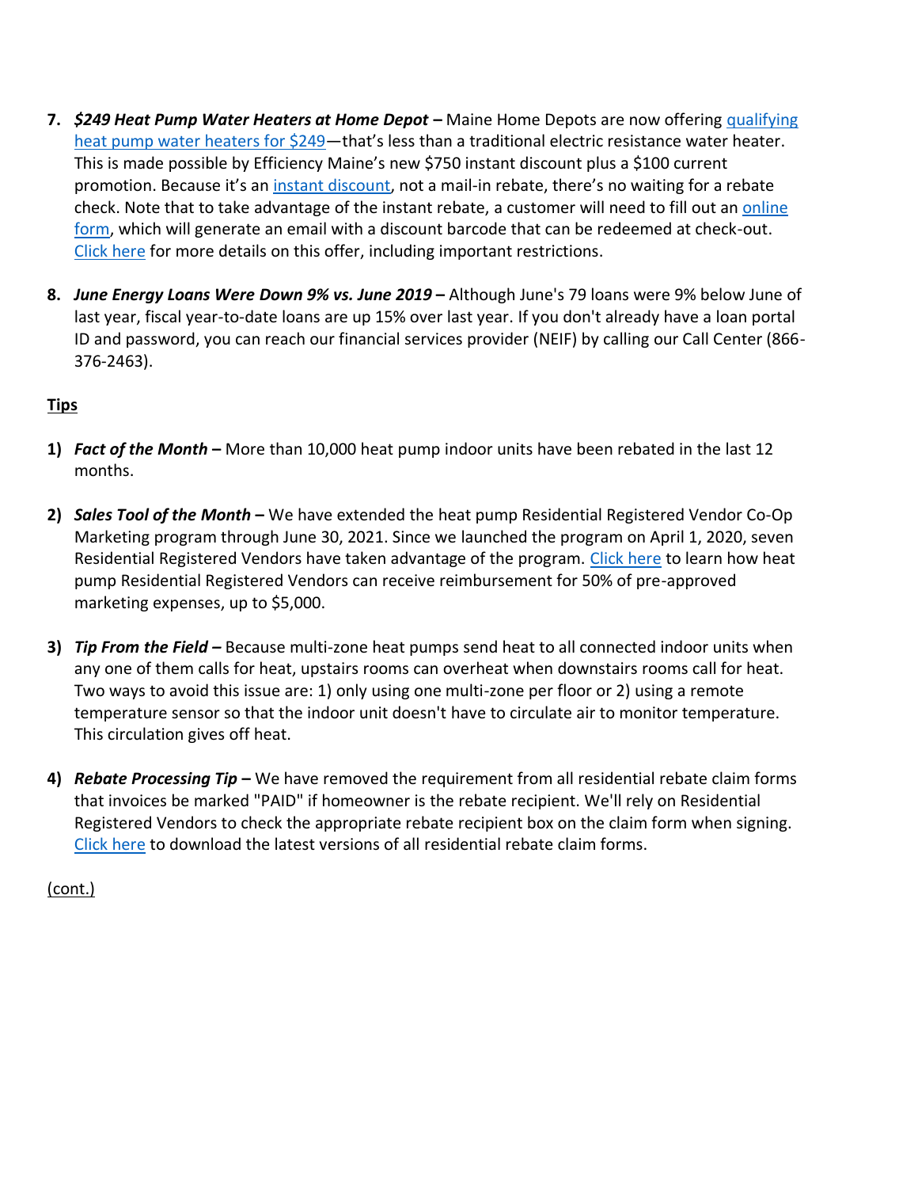7. ***$249 Heat Pump Water Heaters at Home Depot –*** Maine Home Depots are now offering qualifying heat pump water heaters for $249—that's less than a traditional electric resistance water heater. This is made possible by Efficiency Maine's new $750 instant discount plus a $100 current promotion. Because it's an instant discount, not a mail-in rebate, there's no waiting for a rebate check. Note that to take advantage of the instant rebate, a customer will need to fill out an online form, which will generate an email with a discount barcode that can be redeemed at check-out. Click here for more details on this offer, including important restrictions.

8. ***June Energy Loans Were Down 9% vs. June 2019 –*** Although June's 79 loans were 9% below June of last year, fiscal year-to-date loans are up 15% over last year. If you don't already have a loan portal ID and password, you can reach our financial services provider (NEIF) by calling our Call Center (866-376-2463).

<u>**Tips**</u>

1) ***Fact of the Month –*** More than 10,000 heat pump indoor units have been rebated in the last 12 months.

2) ***Sales Tool of the Month –*** We have extended the heat pump Residential Registered Vendor Co-Op Marketing program through June 30, 2021. Since we launched the program on April 1, 2020, seven Residential Registered Vendors have taken advantage of the program. Click here to learn how heat pump Residential Registered Vendors can receive reimbursement for 50% of pre-approved marketing expenses, up to $5,000.

3) ***Tip From the Field –*** Because multi-zone heat pumps send heat to all connected indoor units when any one of them calls for heat, upstairs rooms can overheat when downstairs rooms call for heat. Two ways to avoid this issue are: 1) only using one multi-zone per floor or 2) using a remote temperature sensor so that the indoor unit doesn't have to circulate air to monitor temperature. This circulation gives off heat.

4) ***Rebate Processing Tip –*** We have removed the requirement from all residential rebate claim forms that invoices be marked "PAID" if homeowner is the rebate recipient. We'll rely on Residential Registered Vendors to check the appropriate rebate recipient box on the claim form when signing. Click here to download the latest versions of all residential rebate claim forms.

<u>(cont.)</u>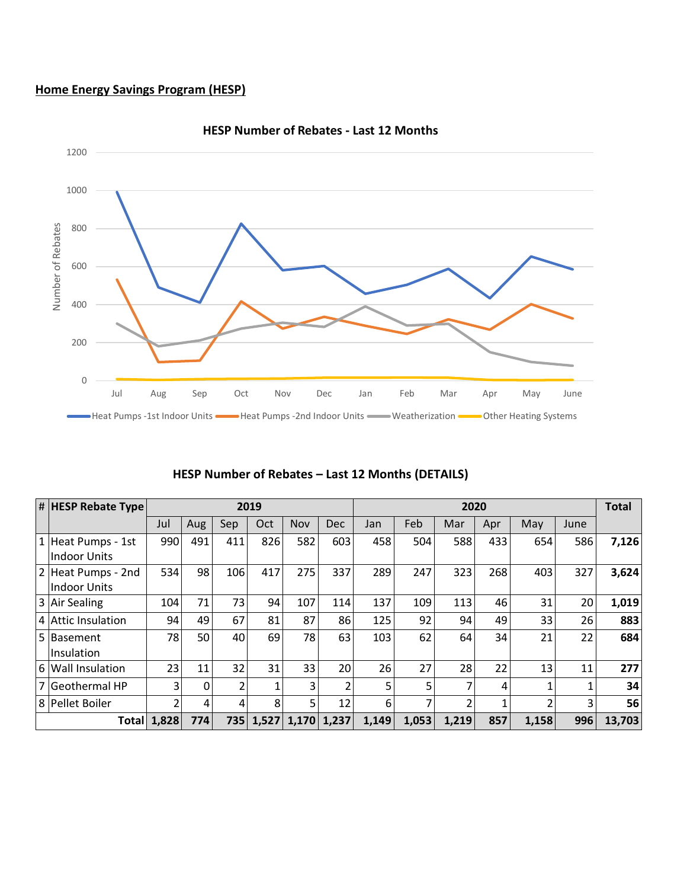**Home Energy Savings Program (HESP)**

HESP Number of Rebates - Last 12 Months

Number of Rebates

Heat Pumps -1st Indoor Units | Heat Pumps -2nd Indoor Units | Weatherization | Other Heating Systems

**HESP Number of Rebates – Last 12 Months (DETAILS)**

| # | HESP Rebate Type | 2019 | | | | | | 2020 | | | | | | Total |
|---|---|---|---|---|---|---|---|---|---|---|---|---|---|---|
| | | Jul | Aug | Sep | Oct | Nov | Dec | Jan | Feb | Mar | Apr | May | June | |
| 1 | Heat Pumps - 1st Indoor Units | 990 | 491 | 411 | 826 | 582 | 603 | 458 | 504 | 588 | 433 | 654 | 586 | **7,126** |
| 2 | Heat Pumps - 2nd Indoor Units | 534 | 98 | 106 | 417 | 275 | 337 | 289 | 247 | 323 | 268 | 403 | 327 | **3,624** |
| 3 | Air Sealing | 104 | 71 | 73 | 94 | 107 | 114 | 137 | 109 | 113 | 46 | 31 | 20 | **1,019** |
| 4 | Attic Insulation | 94 | 49 | 67 | 81 | 87 | 86 | 125 | 92 | 94 | 49 | 33 | 26 | **883** |
| 5 | Basement Insulation | 78 | 50 | 40 | 69 | 78 | 63 | 103 | 62 | 64 | 34 | 21 | 22 | **684** |
| 6 | Wall Insulation | 23 | 11 | 32 | 31 | 33 | 20 | 26 | 27 | 28 | 22 | 13 | 11 | **277** |
| 7 | Geothermal HP | 3 | 0 | 2 | 1 | 3 | 2 | 5 | 5 | 7 | 4 | 1 | 1 | **34** |
| 8 | Pellet Boiler | 2 | 4 | 4 | 8 | 5 | 12 | 6 | 7 | 2 | 1 | 2 | 3 | **56** |
| | **Total** | **1,828** | **774** | **735** | **1,527** | **1,170** | **1,237** | **1,149** | **1,053** | **1,219** | **857** | **1,158** | **996** | **13,703** |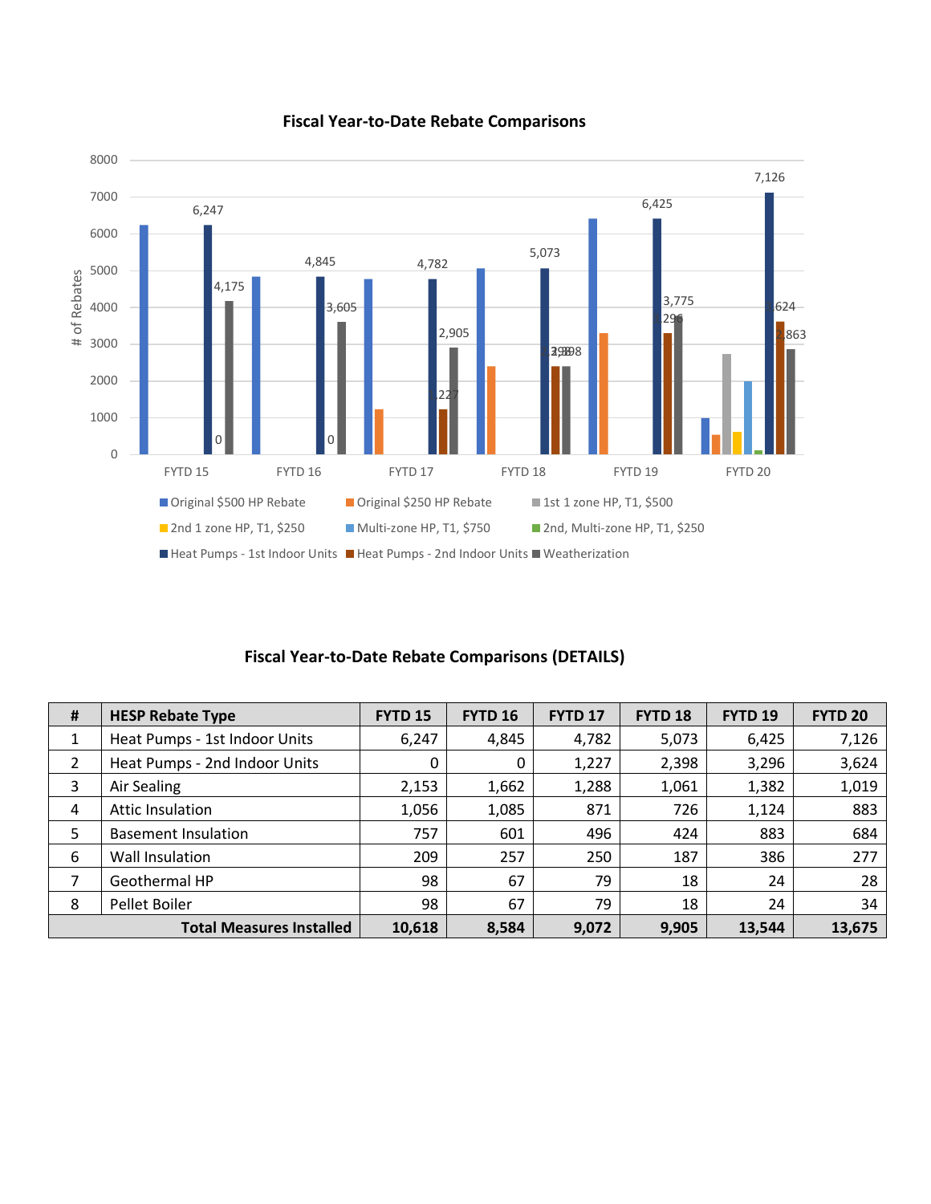## Fiscal Year-to-Date Rebate Comparisons

## Fiscal Year-to-Date Rebate Comparisons (DETAILS)

| # | HESP Rebate Type | FYTD 15 | FYTD 16 | FYTD 17 | FYTD 18 | FYTD 19 | FYTD 20 |
|---|---|---|---|---|---|---|---|
| 1 | Heat Pumps - 1st Indoor Units | 6,247 | 4,845 | 4,782 | 5,073 | 6,425 | 7,126 |
| 2 | Heat Pumps - 2nd Indoor Units | 0 | 0 | 1,227 | 2,398 | 3,296 | 3,624 |
| 3 | Air Sealing | 2,153 | 1,662 | 1,288 | 1,061 | 1,382 | 1,019 |
| 4 | Attic Insulation | 1,056 | 1,085 | 871 | 726 | 1,124 | 883 |
| 5 | Basement Insulation | 757 | 601 | 496 | 424 | 883 | 684 |
| 6 | Wall Insulation | 209 | 257 | 250 | 187 | 386 | 277 |
| 7 | Geothermal HP | 98 | 67 | 79 | 18 | 24 | 28 |
| 8 | Pellet Boiler | 98 | 67 | 79 | 18 | 24 | 34 |
| | **Total Measures Installed** | **10,618** | **8,584** | **9,072** | **9,905** | **13,544** | **13,675** |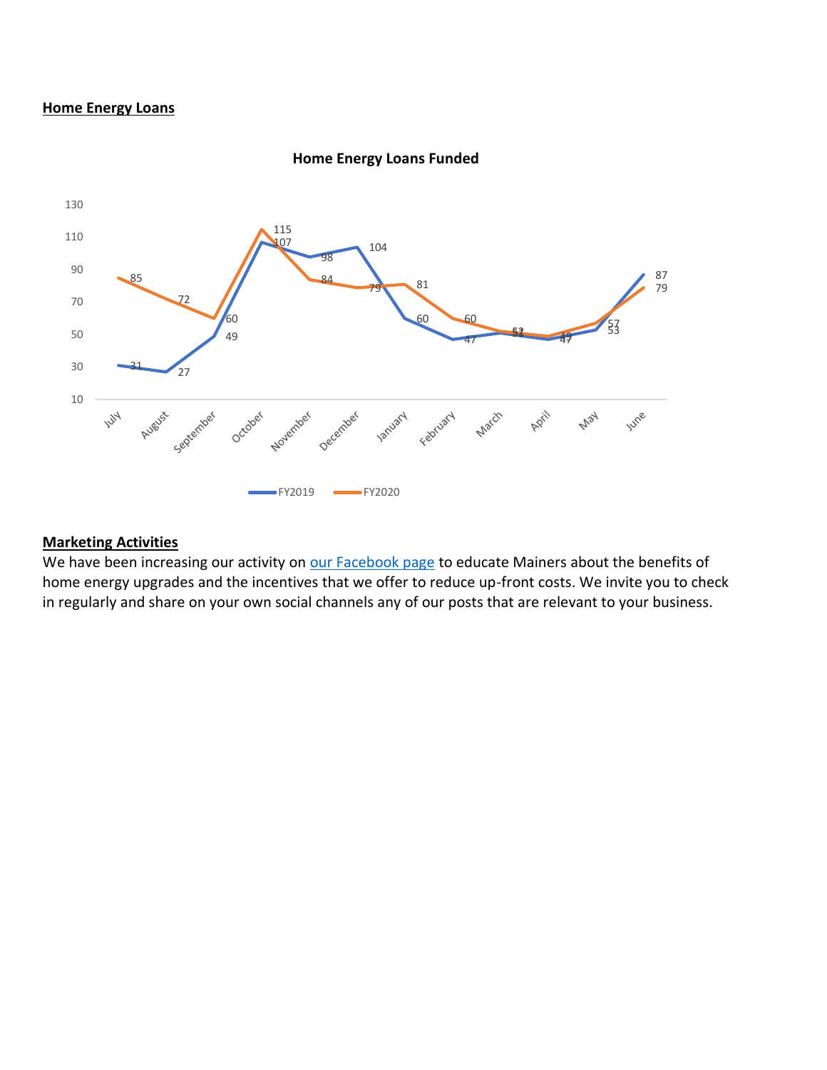## Home Energy Loans

Home Energy Loans Funded

130
110
90
70
50
30
10

July August September October November December January February March April May June

31 27 49 107 98 104 60 47 51 47 53 87

85 72 60 115 84 79 81 60 52 49 57 79

FY2019 FY2020

## Marketing Activities

We have been increasing our activity on our Facebook page to educate Mainers about the benefits of home energy upgrades and the incentives that we offer to reduce up-front costs. We invite you to check in regularly and share on your own social channels any of our posts that are relevant to your business.